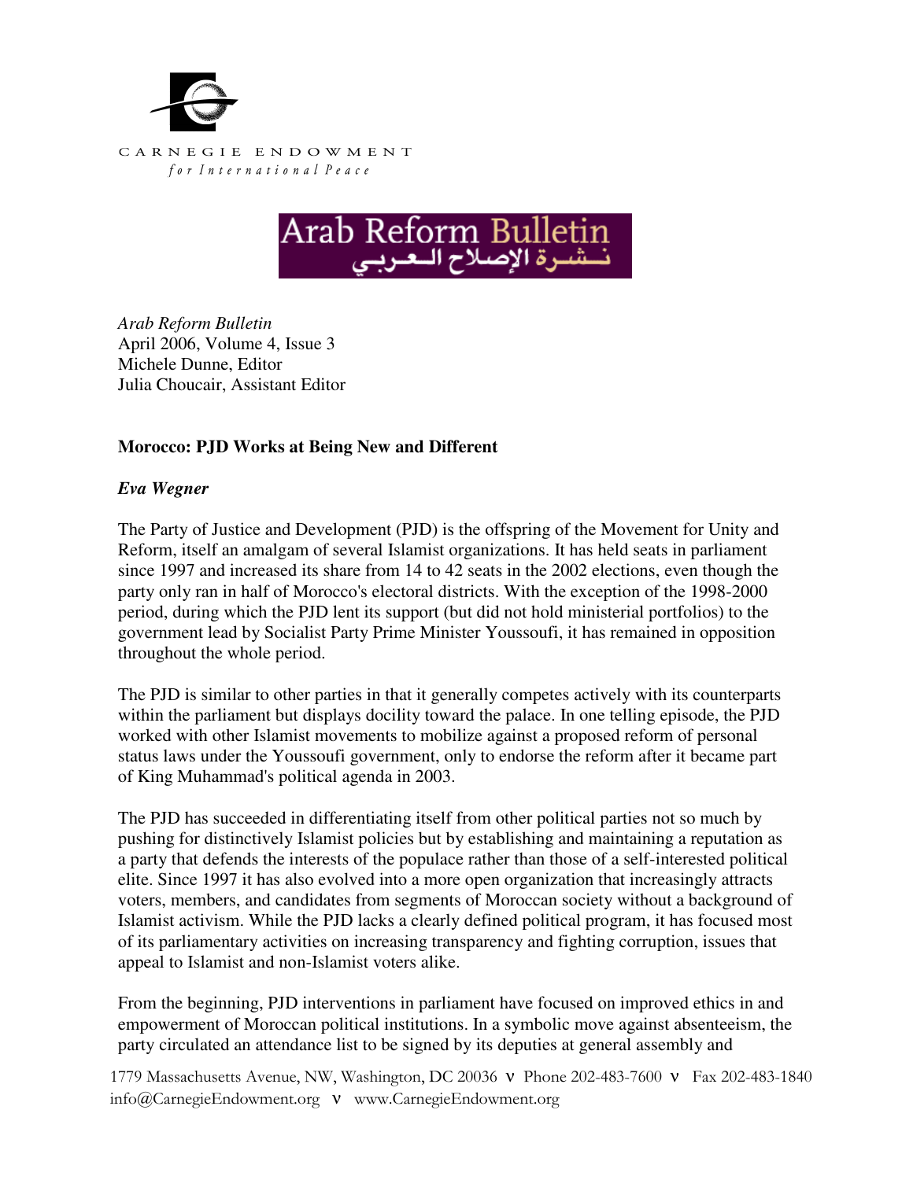CARNEGIE ENDOWMENT
*for International Peace*

Arab Reform Bulletin
نـشـرة الإصلاح الـعـربـي

*Arab Reform Bulletin*
April 2006, Volume 4, Issue 3
Michele Dunne, Editor
Julia Choucair, Assistant Editor

**Morocco: PJD Works at Being New and Different**

***Eva Wegner***

The Party of Justice and Development (PJD) is the offspring of the Movement for Unity and Reform, itself an amalgam of several Islamist organizations. It has held seats in parliament since 1997 and increased its share from 14 to 42 seats in the 2002 elections, even though the party only ran in half of Morocco's electoral districts. With the exception of the 1998-2000 period, during which the PJD lent its support (but did not hold ministerial portfolios) to the government lead by Socialist Party Prime Minister Youssoufi, it has remained in opposition throughout the whole period.

The PJD is similar to other parties in that it generally competes actively with its counterparts within the parliament but displays docility toward the palace. In one telling episode, the PJD worked with other Islamist movements to mobilize against a proposed reform of personal status laws under the Youssoufi government, only to endorse the reform after it became part of King Muhammad's political agenda in 2003.

The PJD has succeeded in differentiating itself from other political parties not so much by pushing for distinctively Islamist policies but by establishing and maintaining a reputation as a party that defends the interests of the populace rather than those of a self-interested political elite. Since 1997 it has also evolved into a more open organization that increasingly attracts voters, members, and candidates from segments of Moroccan society without a background of Islamist activism. While the PJD lacks a clearly defined political program, it has focused most of its parliamentary activities on increasing transparency and fighting corruption, issues that appeal to Islamist and non-Islamist voters alike.

From the beginning, PJD interventions in parliament have focused on improved ethics in and empowerment of Moroccan political institutions. In a symbolic move against absenteeism, the party circulated an attendance list to be signed by its deputies at general assembly and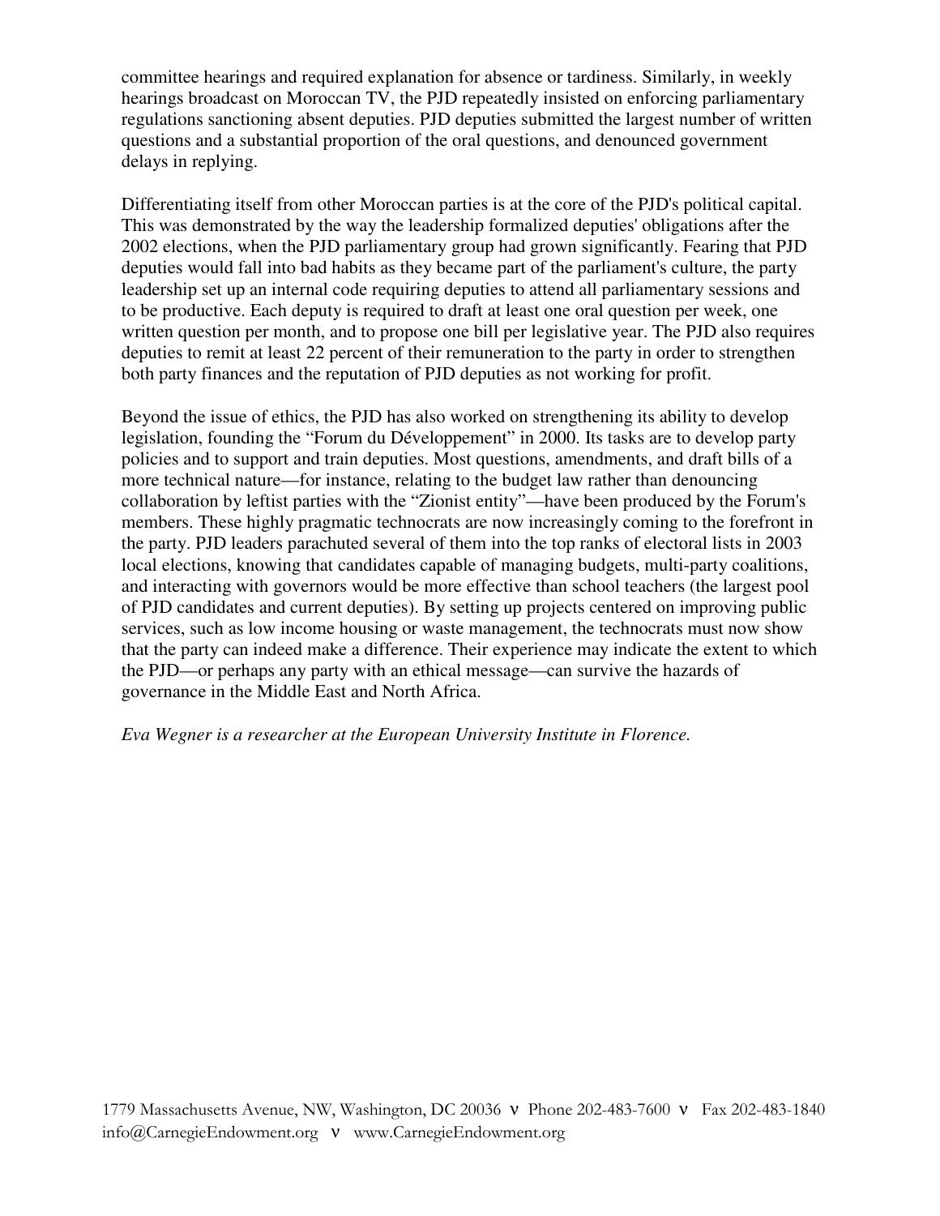committee hearings and required explanation for absence or tardiness. Similarly, in weekly hearings broadcast on Moroccan TV, the PJD repeatedly insisted on enforcing parliamentary regulations sanctioning absent deputies. PJD deputies submitted the largest number of written questions and a substantial proportion of the oral questions, and denounced government delays in replying.

Differentiating itself from other Moroccan parties is at the core of the PJD's political capital. This was demonstrated by the way the leadership formalized deputies' obligations after the 2002 elections, when the PJD parliamentary group had grown significantly. Fearing that PJD deputies would fall into bad habits as they became part of the parliament's culture, the party leadership set up an internal code requiring deputies to attend all parliamentary sessions and to be productive. Each deputy is required to draft at least one oral question per week, one written question per month, and to propose one bill per legislative year. The PJD also requires deputies to remit at least 22 percent of their remuneration to the party in order to strengthen both party finances and the reputation of PJD deputies as not working for profit.

Beyond the issue of ethics, the PJD has also worked on strengthening its ability to develop legislation, founding the "Forum du Développement" in 2000. Its tasks are to develop party policies and to support and train deputies. Most questions, amendments, and draft bills of a more technical nature—for instance, relating to the budget law rather than denouncing collaboration by leftist parties with the "Zionist entity"—have been produced by the Forum's members. These highly pragmatic technocrats are now increasingly coming to the forefront in the party. PJD leaders parachuted several of them into the top ranks of electoral lists in 2003 local elections, knowing that candidates capable of managing budgets, multi-party coalitions, and interacting with governors would be more effective than school teachers (the largest pool of PJD candidates and current deputies). By setting up projects centered on improving public services, such as low income housing or waste management, the technocrats must now show that the party can indeed make a difference. Their experience may indicate the extent to which the PJD—or perhaps any party with an ethical message—can survive the hazards of governance in the Middle East and North Africa.

*Eva Wegner is a researcher at the European University Institute in Florence.*